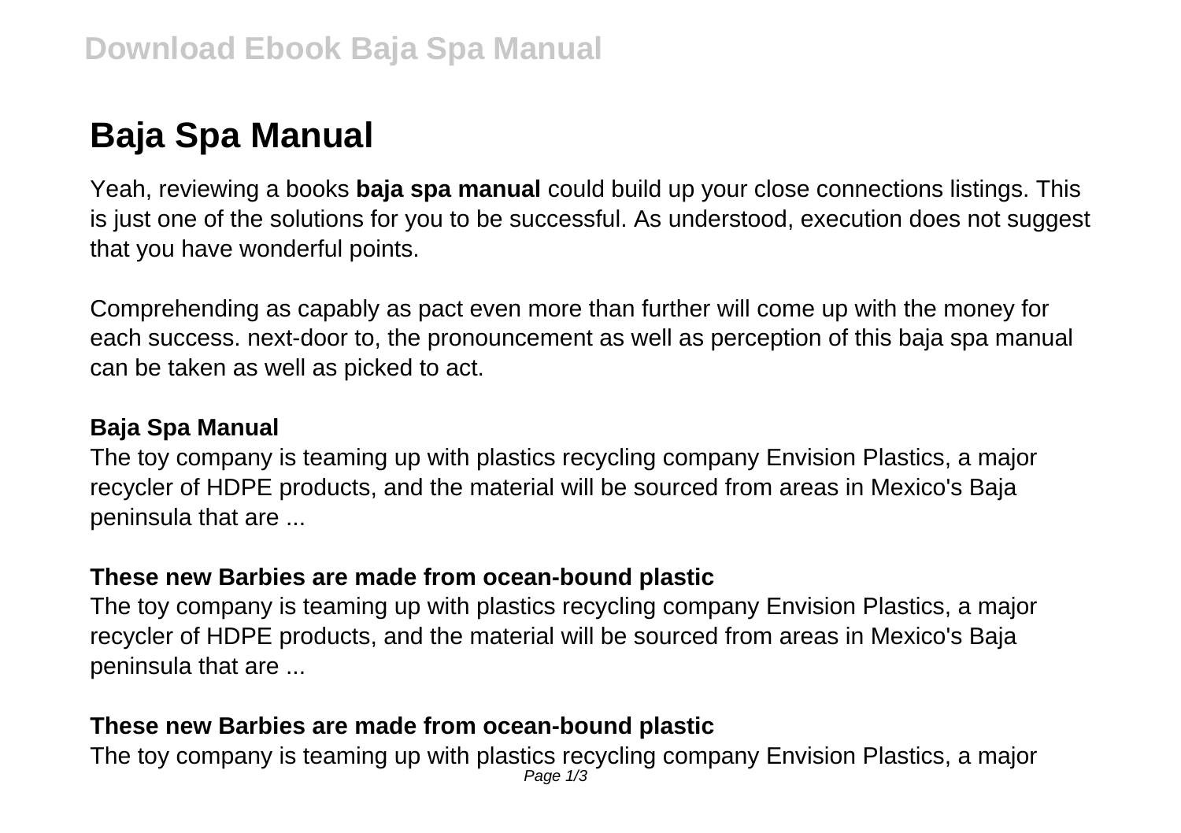# Baja Spa Manual

Yeah, reviewing a books **baja spa manual** could build up your close connections listings. This is just one of the solutions for you to be successful. As understood, execution does not suggest that you have wonderful points.

Comprehending as capably as pact even more than further will come up with the money for each success. next-door to, the pronouncement as well as perception of this baja spa manual can be taken as well as picked to act.

### Baja Spa Manual

The toy company is teaming up with plastics recycling company Envision Plastics, a major recycler of HDPE products, and the material will be sourced from areas in Mexico's Baja peninsula that are ...

### These new Barbies are made from ocean-bound plastic

The toy company is teaming up with plastics recycling company Envision Plastics, a major recycler of HDPE products, and the material will be sourced from areas in Mexico's Baja peninsula that are ...

### These new Barbies are made from ocean-bound plastic

The toy company is teaming up with plastics recycling company Envision Plastics, a major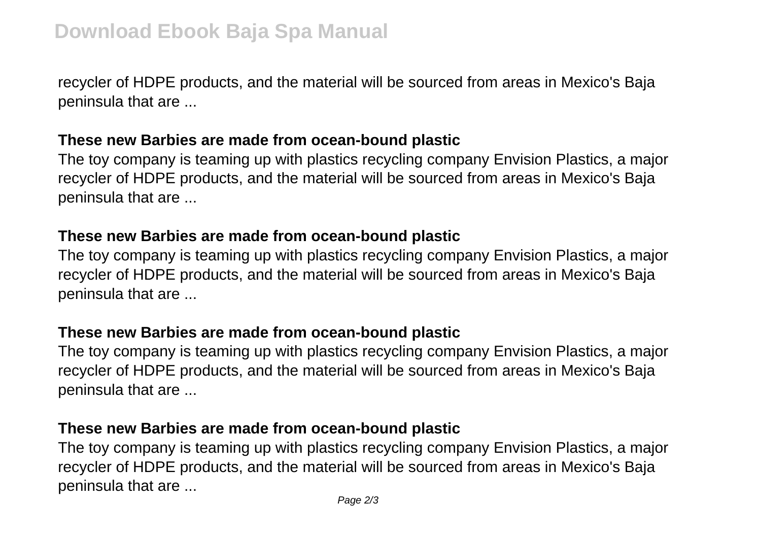recycler of HDPE products, and the material will be sourced from areas in Mexico's Baja peninsula that are ...

### These new Barbies are made from ocean-bound plastic

The toy company is teaming up with plastics recycling company Envision Plastics, a major recycler of HDPE products, and the material will be sourced from areas in Mexico's Baja peninsula that are ...

### These new Barbies are made from ocean-bound plastic

The toy company is teaming up with plastics recycling company Envision Plastics, a major recycler of HDPE products, and the material will be sourced from areas in Mexico's Baja peninsula that are ...

### These new Barbies are made from ocean-bound plastic

The toy company is teaming up with plastics recycling company Envision Plastics, a major recycler of HDPE products, and the material will be sourced from areas in Mexico's Baja peninsula that are ...

### These new Barbies are made from ocean-bound plastic

The toy company is teaming up with plastics recycling company Envision Plastics, a major recycler of HDPE products, and the material will be sourced from areas in Mexico's Baja peninsula that are ...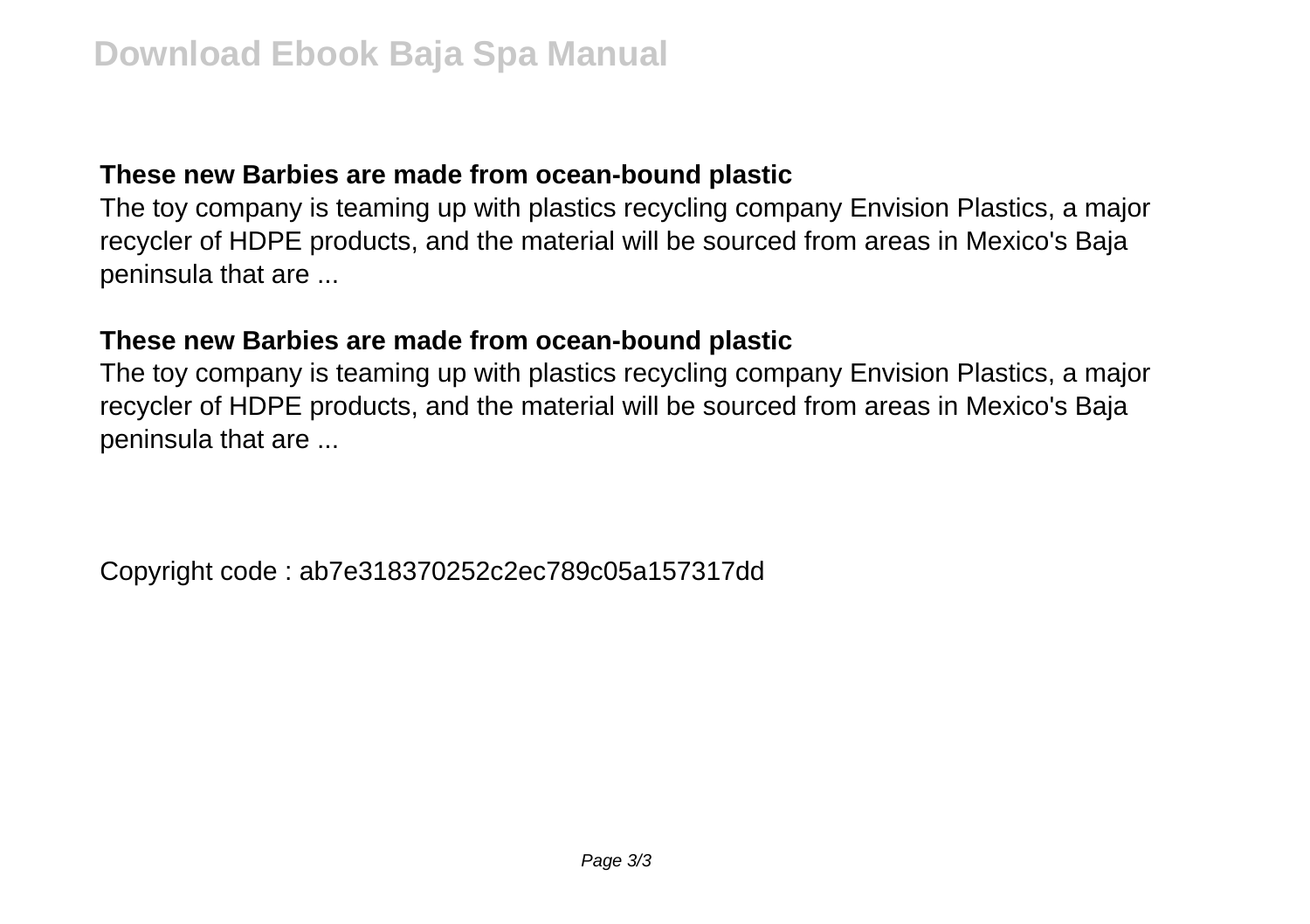**These new Barbies are made from ocean-bound plastic**

The toy company is teaming up with plastics recycling company Envision Plastics, a major recycler of HDPE products, and the material will be sourced from areas in Mexico's Baja peninsula that are ...

**These new Barbies are made from ocean-bound plastic**

The toy company is teaming up with plastics recycling company Envision Plastics, a major recycler of HDPE products, and the material will be sourced from areas in Mexico's Baja peninsula that are ...

Copyright code : ab7e318370252c2ec789c05a157317dd